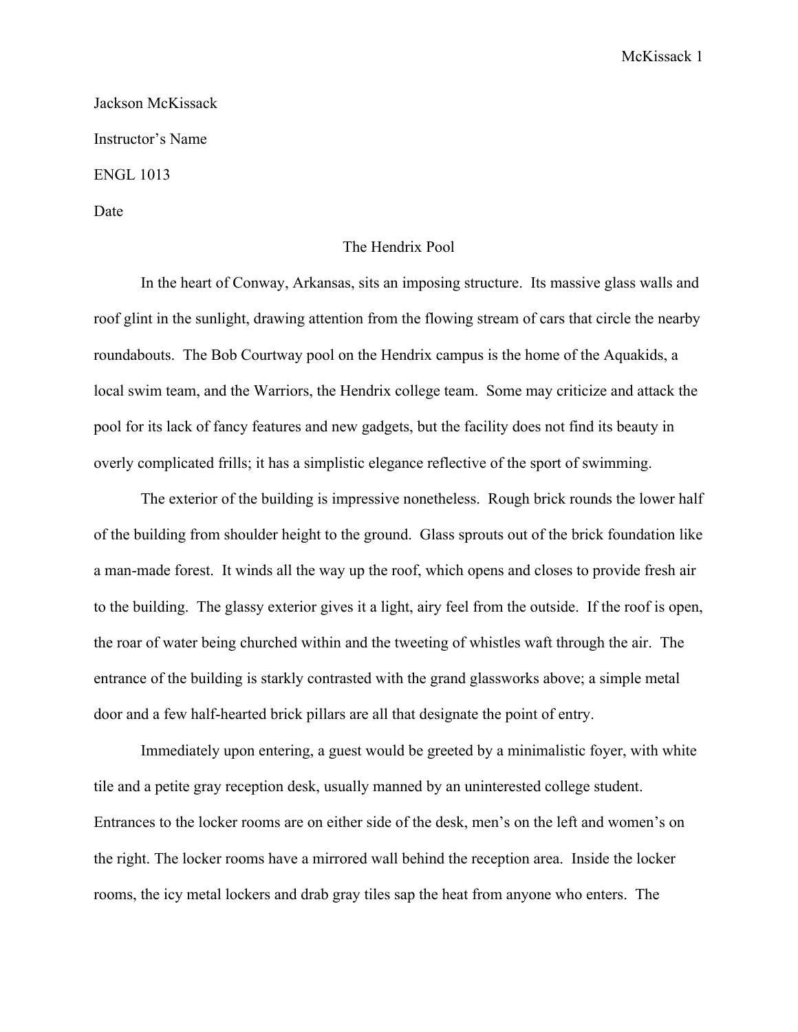Jackson McKissack

Instructor's Name

ENGL 1013

Date

# The Hendrix Pool

In the heart of Conway, Arkansas, sits an imposing structure. Its massive glass walls and roof glint in the sunlight, drawing attention from the flowing stream of cars that circle the nearby roundabouts. The Bob Courtway pool on the Hendrix campus is the home of the Aquakids, a local swim team, and the Warriors, the Hendrix college team. Some may criticize and attack the pool for its lack of fancy features and new gadgets, but the facility does not find its beauty in overly complicated frills; it has a simplistic elegance reflective of the sport of swimming.

The exterior of the building is impressive nonetheless. Rough brick rounds the lower half of the building from shoulder height to the ground. Glass sprouts out of the brick foundation like a man-made forest. It winds all the way up the roof, which opens and closes to provide fresh air to the building. The glassy exterior gives it a light, airy feel from the outside. If the roof is open, the roar of water being churched within and the tweeting of whistles waft through the air. The entrance of the building is starkly contrasted with the grand glassworks above; a simple metal door and a few half-hearted brick pillars are all that designate the point of entry.

Immediately upon entering, a guest would be greeted by a minimalistic foyer, with white tile and a petite gray reception desk, usually manned by an uninterested college student. Entrances to the locker rooms are on either side of the desk, men's on the left and women's on the right. The locker rooms have a mirrored wall behind the reception area. Inside the locker rooms, the icy metal lockers and drab gray tiles sap the heat from anyone who enters. The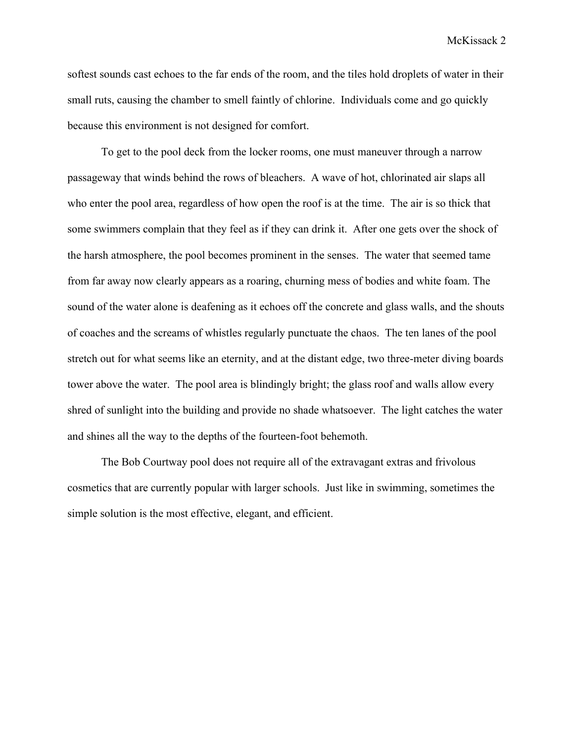softest sounds cast echoes to the far ends of the room, and the tiles hold droplets of water in their small ruts, causing the chamber to smell faintly of chlorine. Individuals come and go quickly because this environment is not designed for comfort.

To get to the pool deck from the locker rooms, one must maneuver through a narrow passageway that winds behind the rows of bleachers. A wave of hot, chlorinated air slaps all who enter the pool area, regardless of how open the roof is at the time. The air is so thick that some swimmers complain that they feel as if they can drink it. After one gets over the shock of the harsh atmosphere, the pool becomes prominent in the senses. The water that seemed tame from far away now clearly appears as a roaring, churning mess of bodies and white foam. The sound of the water alone is deafening as it echoes off the concrete and glass walls, and the shouts of coaches and the screams of whistles regularly punctuate the chaos. The ten lanes of the pool stretch out for what seems like an eternity, and at the distant edge, two three-meter diving boards tower above the water. The pool area is blindingly bright; the glass roof and walls allow every shred of sunlight into the building and provide no shade whatsoever. The light catches the water and shines all the way to the depths of the fourteen-foot behemoth.

The Bob Courtway pool does not require all of the extravagant extras and frivolous cosmetics that are currently popular with larger schools. Just like in swimming, sometimes the simple solution is the most effective, elegant, and efficient.